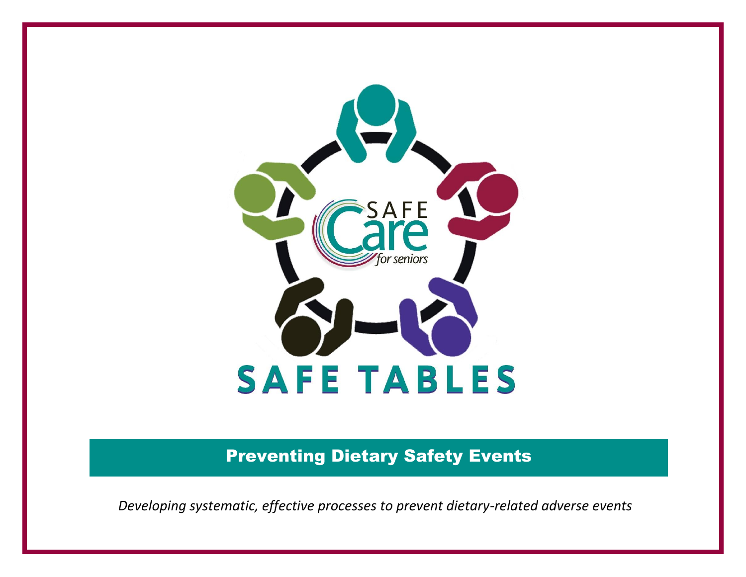SAFE Care *for seniors*

# SAFE TABLES

## Preventing Dietary Safety Events

*Developing systematic, effective processes to prevent dietary-related adverse events*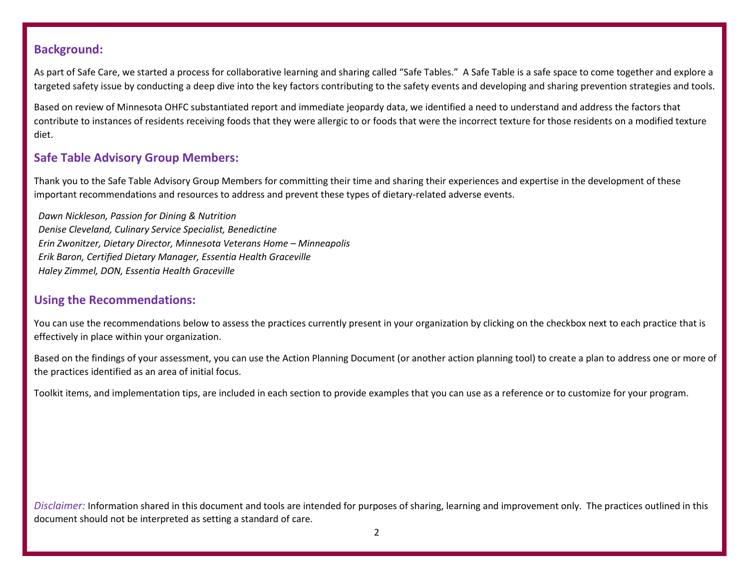## Background:

As part of Safe Care, we started a process for collaborative learning and sharing called "Safe Tables." A Safe Table is a safe space to come together and explore a targeted safety issue by conducting a deep dive into the key factors contributing to the safety events and developing and sharing prevention strategies and tools.

Based on review of Minnesota OHFC substantiated report and immediate jeopardy data, we identified a need to understand and address the factors that contribute to instances of residents receiving foods that they were allergic to or foods that were the incorrect texture for those residents on a modified texture diet.

## Safe Table Advisory Group Members:

Thank you to the Safe Table Advisory Group Members for committing their time and sharing their experiences and expertise in the development of these important recommendations and resources to address and prevent these types of dietary-related adverse events.

*Dawn Nickleson, Passion for Dining & Nutrition*
*Denise Cleveland, Culinary Service Specialist, Benedictine*
*Erin Zwonitzer, Dietary Director, Minnesota Veterans Home – Minneapolis*
*Erik Baron, Certified Dietary Manager, Essentia Health Graceville*
*Haley Zimmel, DON, Essentia Health Graceville*

## Using the Recommendations:

You can use the recommendations below to assess the practices currently present in your organization by clicking on the checkbox next to each practice that is effectively in place within your organization.

Based on the findings of your assessment, you can use the Action Planning Document (or another action planning tool) to create a plan to address one or more of the practices identified as an area of initial focus.

Toolkit items, and implementation tips, are included in each section to provide examples that you can use as a reference or to customize for your program.

*Disclaimer:* Information shared in this document and tools are intended for purposes of sharing, learning and improvement only. The practices outlined in this document should not be interpreted as setting a standard of care.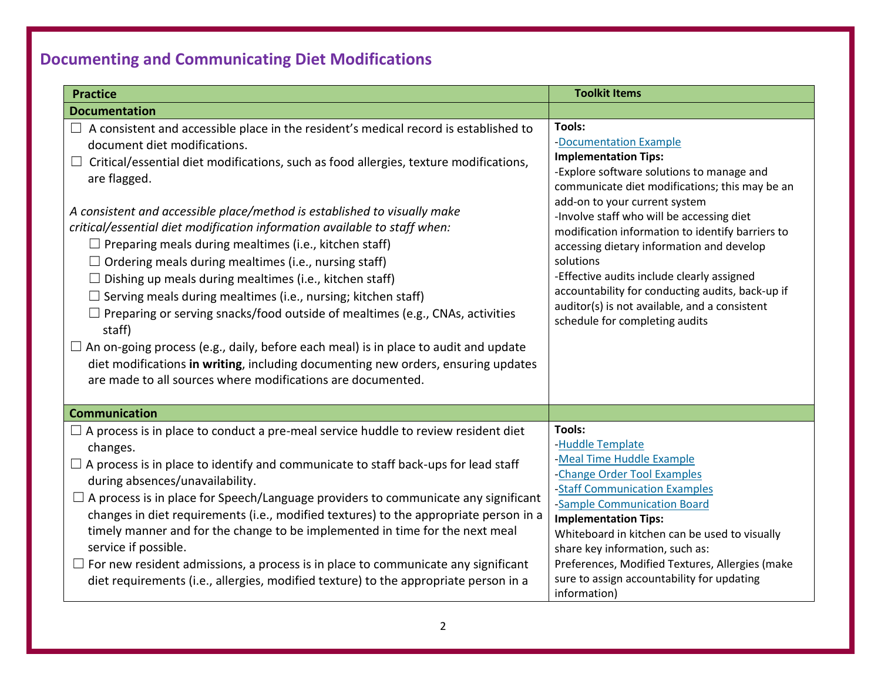## Documenting and Communicating Diet Modifications

| Practice | Toolkit Items |
|---|---|
| **Documentation** | |
| ☐ A consistent and accessible place in the resident's medical record is established to document diet modifications.<br>☐ Critical/essential diet modifications, such as food allergies, texture modifications, are flagged.<br><br>*A consistent and accessible place/method is established to visually make critical/essential diet modification information available to staff when:*<br>☐ Preparing meals during mealtimes (i.e., kitchen staff)<br>☐ Ordering meals during mealtimes (i.e., nursing staff)<br>☐ Dishing up meals during mealtimes (i.e., kitchen staff)<br>☐ Serving meals during mealtimes (i.e., nursing; kitchen staff)<br>☐ Preparing or serving snacks/food outside of mealtimes (e.g., CNAs, activities staff)<br>☐ An on-going process (e.g., daily, before each meal) is in place to audit and update diet modifications **in writing**, including documenting new orders, ensuring updates are made to all sources where modifications are documented. | **Tools:**<br>-Documentation Example<br>**Implementation Tips:**<br>-Explore software solutions to manage and communicate diet modifications; this may be an add-on to your current system<br>-Involve staff who will be accessing diet modification information to identify barriers to accessing dietary information and develop solutions<br>-Effective audits include clearly assigned accountability for conducting audits, back-up if auditor(s) is not available, and a consistent schedule for completing audits |
| **Communication** | |
| ☐ A process is in place to conduct a pre-meal service huddle to review resident diet changes.<br>☐ A process is in place to identify and communicate to staff back-ups for lead staff during absences/unavailability.<br>☐ A process is in place for Speech/Language providers to communicate any significant changes in diet requirements (i.e., modified textures) to the appropriate person in a timely manner and for the change to be implemented in time for the next meal service if possible.<br>☐ For new resident admissions, a process is in place to communicate any significant diet requirements (i.e., allergies, modified texture) to the appropriate person in a | **Tools:**<br>-Huddle Template<br>-Meal Time Huddle Example<br>-Change Order Tool Examples<br>-Staff Communication Examples<br>-Sample Communication Board<br>**Implementation Tips:**<br>Whiteboard in kitchen can be used to visually share key information, such as:<br>Preferences, Modified Textures, Allergies (make sure to assign accountability for updating information) |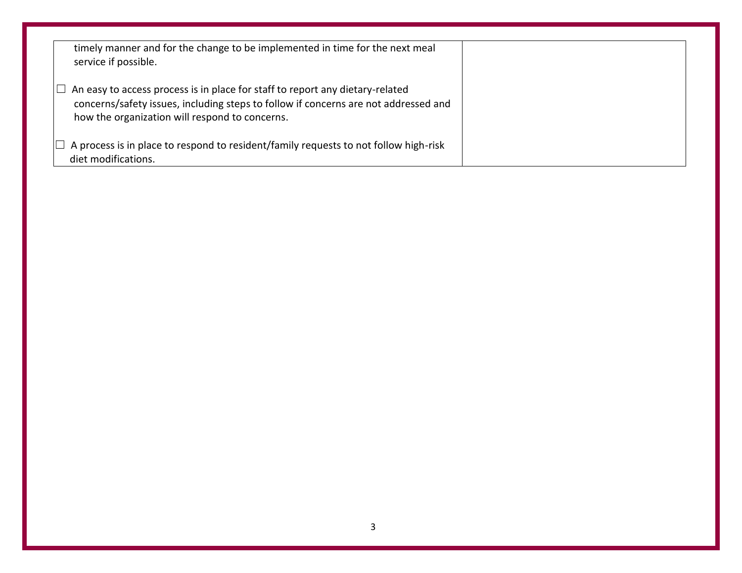| | |
|---|---|
| timely manner and for the change to be implemented in time for the next meal service if possible.<br><br>☐ An easy to access process is in place for staff to report any dietary-related concerns/safety issues, including steps to follow if concerns are not addressed and how the organization will respond to concerns.<br><br>☐ A process is in place to respond to resident/family requests to not follow high-risk diet modifications. | |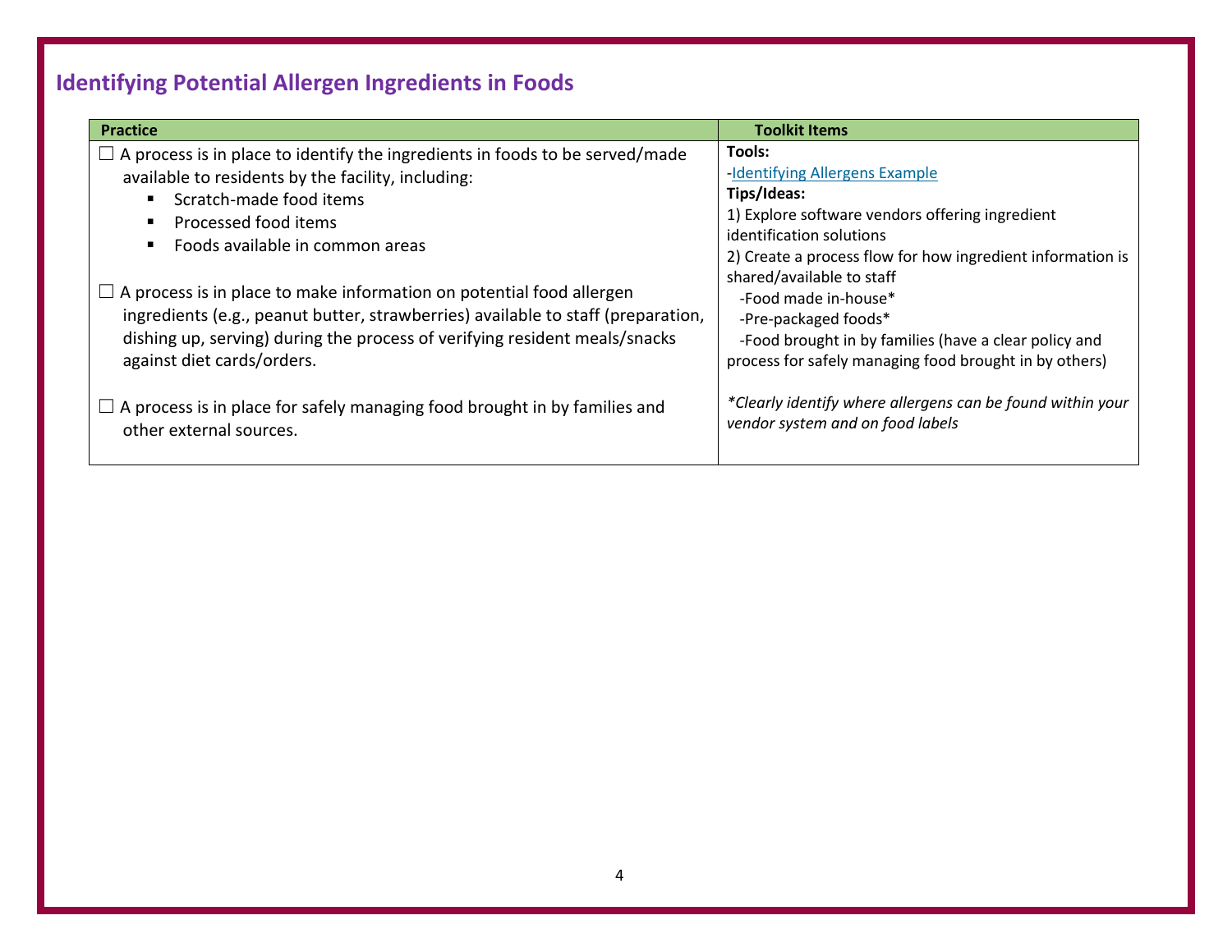## Identifying Potential Allergen Ingredients in Foods

| Practice | Toolkit Items |
| --- | --- |
| ☐ A process is in place to identify the ingredients in foods to be served/made available to residents by the facility, including:<br>▪ Scratch-made food items<br>▪ Processed food items<br>▪ Foods available in common areas<br><br>☐ A process is in place to make information on potential food allergen ingredients (e.g., peanut butter, strawberries) available to staff (preparation, dishing up, serving) during the process of verifying resident meals/snacks against diet cards/orders.<br><br>☐ A process is in place for safely managing food brought in by families and other external sources. | **Tools:**<br>-Identifying Allergens Example<br>**Tips/Ideas:**<br>1) Explore software vendors offering ingredient identification solutions<br>2) Create a process flow for how ingredient information is shared/available to staff<br>-Food made in-house*<br>-Pre-packaged foods*<br>-Food brought in by families (have a clear policy and process for safely managing food brought in by others)<br><br>*\*Clearly identify where allergens can be found within your vendor system and on food labels* |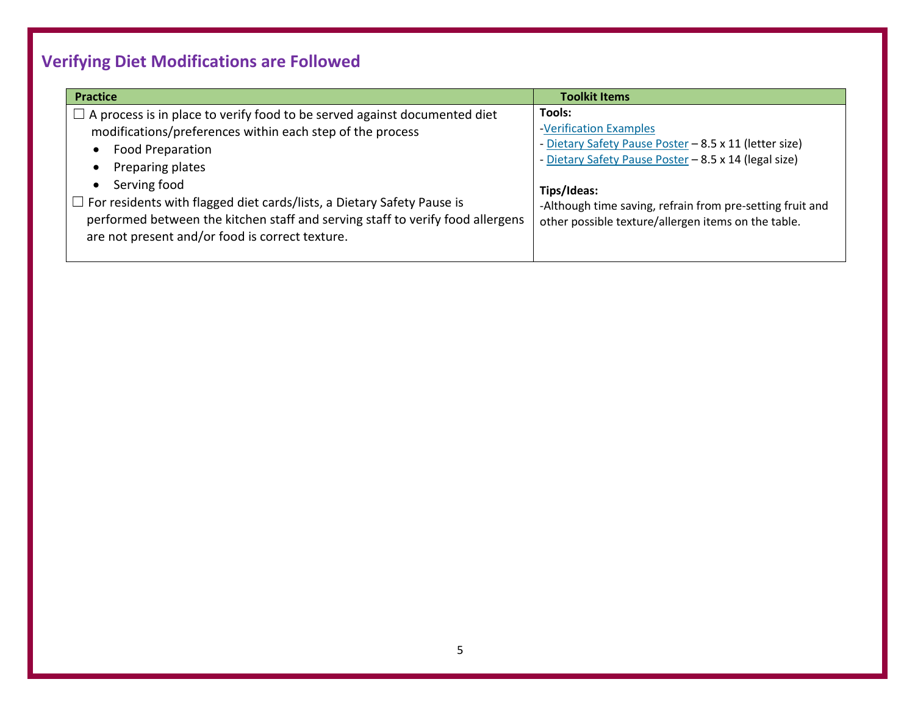## Verifying Diet Modifications are Followed

| Practice | Toolkit Items |
| --- | --- |
| ☐ A process is in place to verify food to be served against documented diet modifications/preferences within each step of the process<br>• Food Preparation<br>• Preparing plates<br>• Serving food<br>☐ For residents with flagged diet cards/lists, a Dietary Safety Pause is performed between the kitchen staff and serving staff to verify food allergens are not present and/or food is correct texture. | **Tools:**<br>-Verification Examples<br>- Dietary Safety Pause Poster – 8.5 x 11 (letter size)<br>- Dietary Safety Pause Poster – 8.5 x 14 (legal size)<br><br>**Tips/Ideas:**<br>-Although time saving, refrain from pre-setting fruit and other possible texture/allergen items on the table. |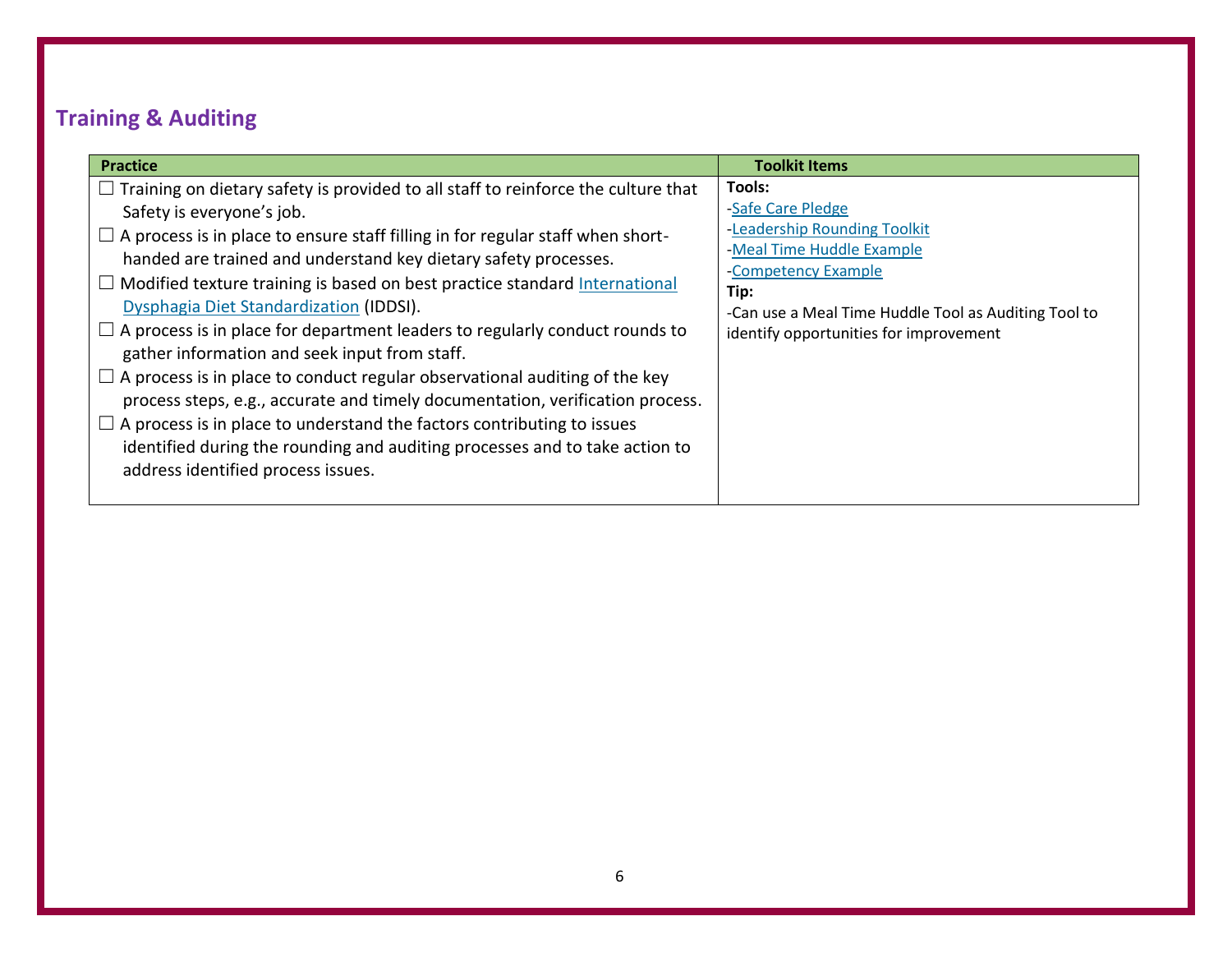## Training & Auditing

| Practice | Toolkit Items |
|---|---|
| ☐ Training on dietary safety is provided to all staff to reinforce the culture that Safety is everyone's job.<br>☐ A process is in place to ensure staff filling in for regular staff when short-handed are trained and understand key dietary safety processes.<br>☐ Modified texture training is based on best practice standard [International Dysphagia Diet Standardization] (IDDSI).<br>☐ A process is in place for department leaders to regularly conduct rounds to gather information and seek input from staff.<br>☐ A process is in place to conduct regular observational auditing of the key process steps, e.g., accurate and timely documentation, verification process.<br>☐ A process is in place to understand the factors contributing to issues identified during the rounding and auditing processes and to take action to address identified process issues. | **Tools:**<br>-Safe Care Pledge<br>-Leadership Rounding Toolkit<br>-Meal Time Huddle Example<br>-Competency Example<br>**Tip:**<br>-Can use a Meal Time Huddle Tool as Auditing Tool to identify opportunities for improvement |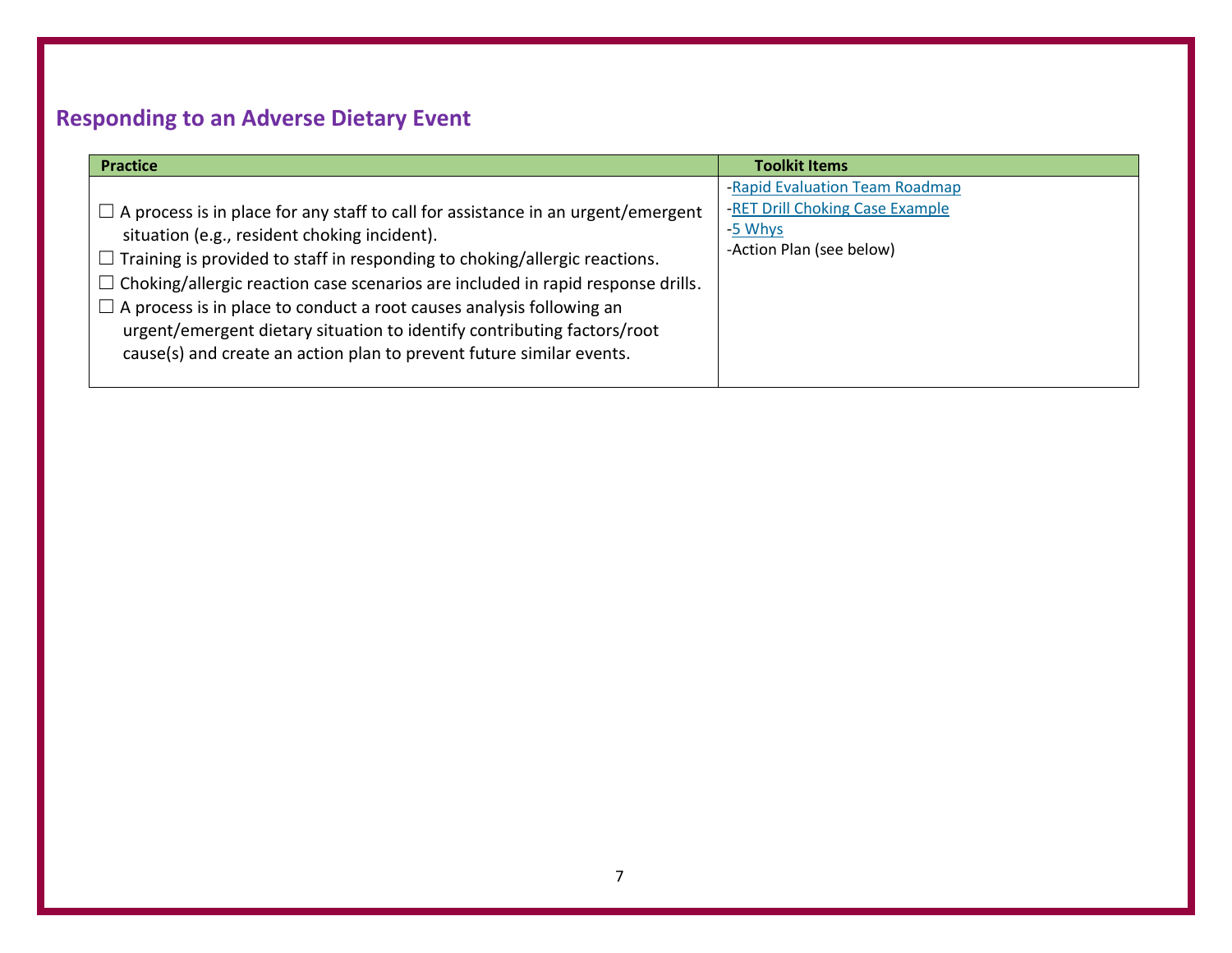## Responding to an Adverse Dietary Event

| Practice | Toolkit Items |
| --- | --- |
| ☐ A process is in place for any staff to call for assistance in an urgent/emergent situation (e.g., resident choking incident).<br>☐ Training is provided to staff in responding to choking/allergic reactions.<br>☐ Choking/allergic reaction case scenarios are included in rapid response drills.<br>☐ A process is in place to conduct a root causes analysis following an urgent/emergent dietary situation to identify contributing factors/root cause(s) and create an action plan to prevent future similar events. | -Rapid Evaluation Team Roadmap<br>-RET Drill Choking Case Example<br>-5 Whys<br>-Action Plan (see below) |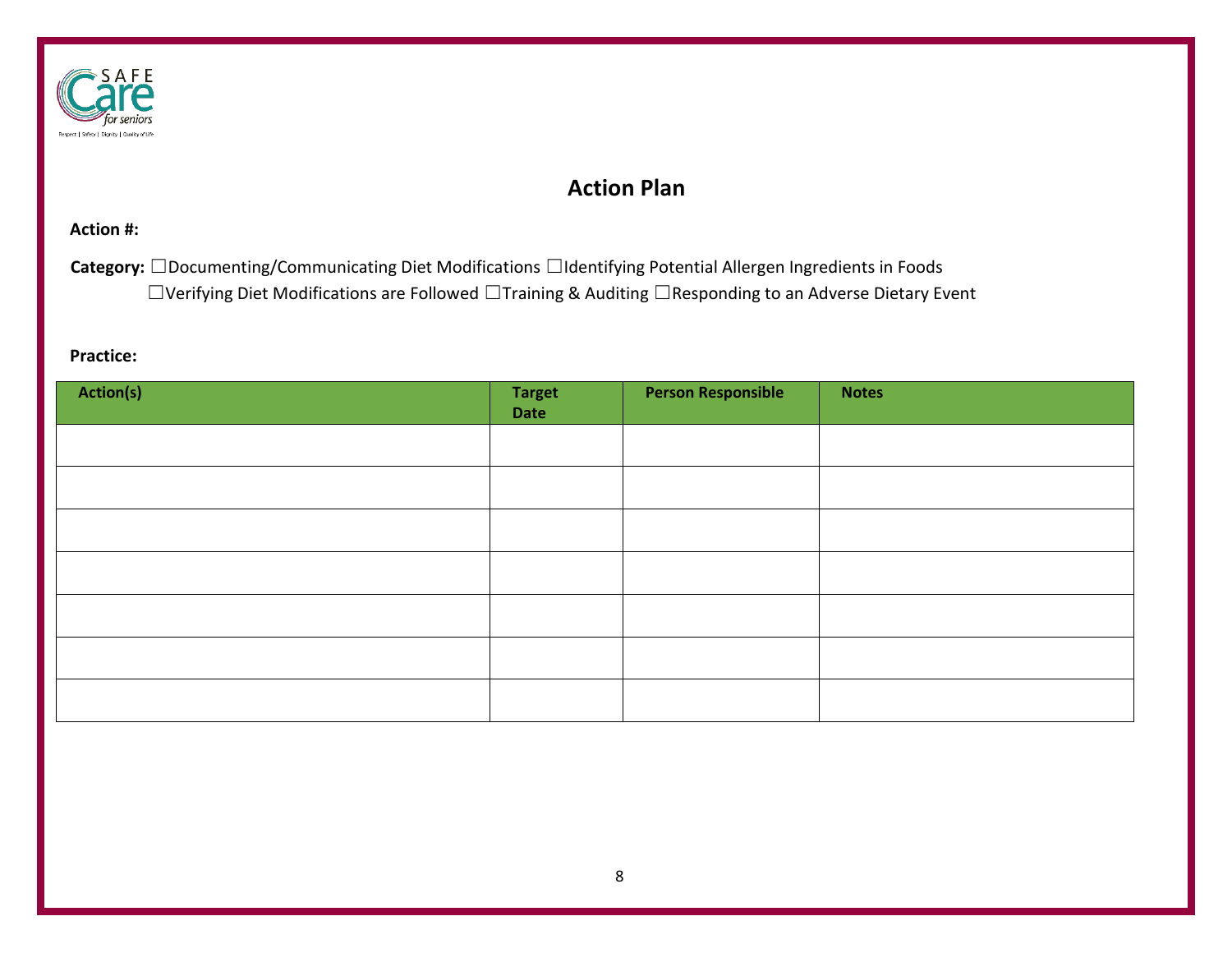# Action Plan

**Action #:**

**Category:** ☐Documenting/Communicating Diet Modifications ☐Identifying Potential Allergen Ingredients in Foods ☐Verifying Diet Modifications are Followed ☐Training & Auditing ☐Responding to an Adverse Dietary Event

**Practice:**

| Action(s) | Target Date | Person Responsible | Notes |
|---|---|---|---|
| | | | |
| | | | |
| | | | |
| | | | |
| | | | |
| | | | |
| | | | |